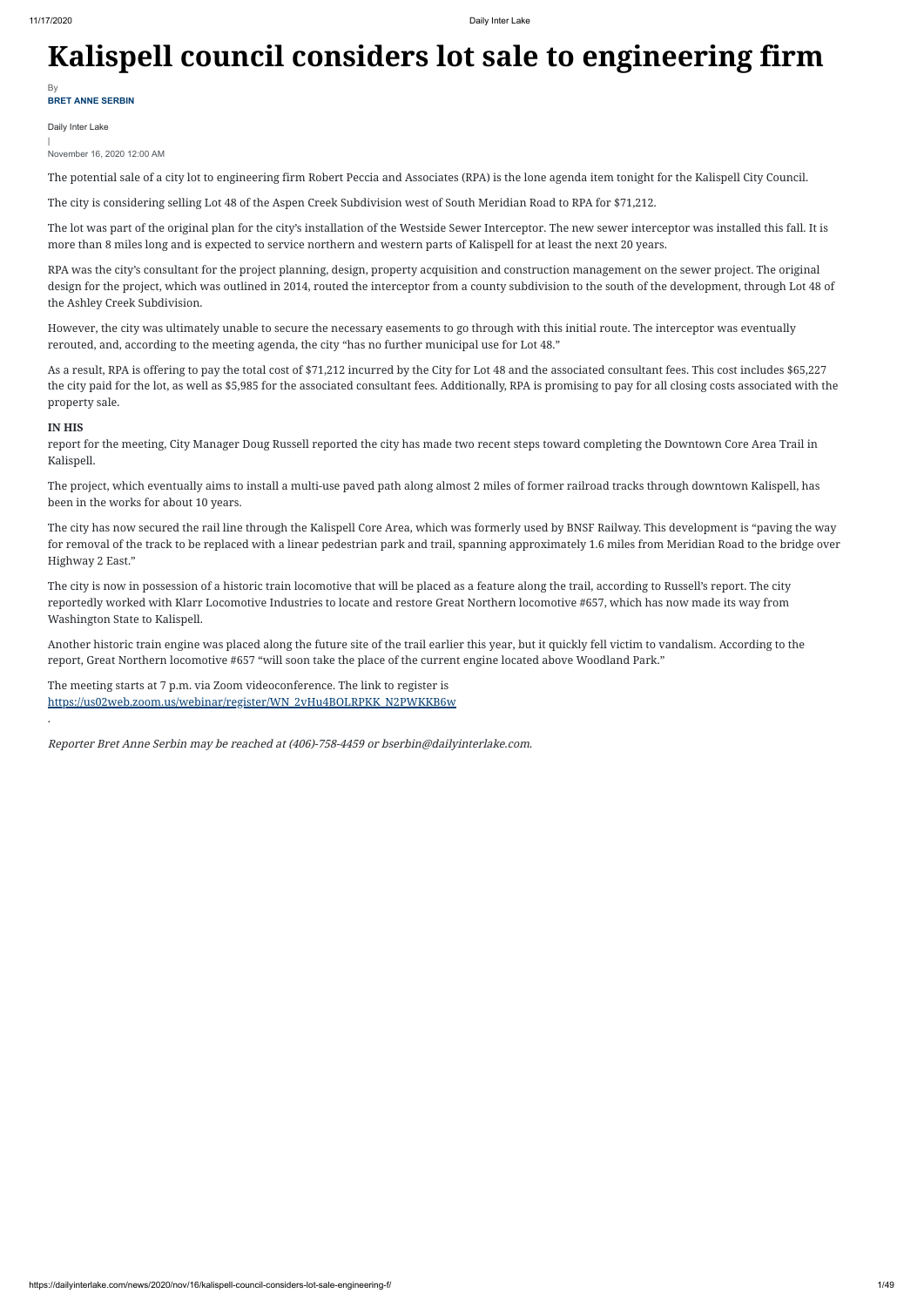# Kalispell council considers lot sale to engineering firm

By
**BRET ANNE SERBIN**

Daily Inter Lake
|
November 16, 2020 12:00 AM

The potential sale of a city lot to engineering firm Robert Peccia and Associates (RPA) is the lone agenda item tonight for the Kalispell City Council.

The city is considering selling Lot 48 of the Aspen Creek Subdivision west of South Meridian Road to RPA for $71,212.

The lot was part of the original plan for the city's installation of the Westside Sewer Interceptor. The new sewer interceptor was installed this fall. It is more than 8 miles long and is expected to service northern and western parts of Kalispell for at least the next 20 years.

RPA was the city's consultant for the project planning, design, property acquisition and construction management on the sewer project. The original design for the project, which was outlined in 2014, routed the interceptor from a county subdivision to the south of the development, through Lot 48 of the Ashley Creek Subdivision.

However, the city was ultimately unable to secure the necessary easements to go through with this initial route. The interceptor was eventually rerouted, and, according to the meeting agenda, the city "has no further municipal use for Lot 48."

As a result, RPA is offering to pay the total cost of $71,212 incurred by the City for Lot 48 and the associated consultant fees. This cost includes $65,227 the city paid for the lot, as well as $5,985 for the associated consultant fees. Additionally, RPA is promising to pay for all closing costs associated with the property sale.

**IN HIS**
report for the meeting, City Manager Doug Russell reported the city has made two recent steps toward completing the Downtown Core Area Trail in Kalispell.

The project, which eventually aims to install a multi-use paved path along almost 2 miles of former railroad tracks through downtown Kalispell, has been in the works for about 10 years.

The city has now secured the rail line through the Kalispell Core Area, which was formerly used by BNSF Railway. This development is "paving the way for removal of the track to be replaced with a linear pedestrian park and trail, spanning approximately 1.6 miles from Meridian Road to the bridge over Highway 2 East."

The city is now in possession of a historic train locomotive that will be placed as a feature along the trail, according to Russell's report. The city reportedly worked with Klarr Locomotive Industries to locate and restore Great Northern locomotive #657, which has now made its way from Washington State to Kalispell.

Another historic train engine was placed along the future site of the trail earlier this year, but it quickly fell victim to vandalism. According to the report, Great Northern locomotive #657 "will soon take the place of the current engine located above Woodland Park."

The meeting starts at 7 p.m. via Zoom videoconference. The link to register is
[https://us02web.zoom.us/webinar/register/WN_2vHu4BOLRPKK_N2PWKKB6w](https://us02web.zoom.us/webinar/register/WN_2vHu4BOLRPKK_N2PWKKB6w)
.

*Reporter Bret Anne Serbin may be reached at (406)-758-4459 or bserbin@dailyinterlake.com.*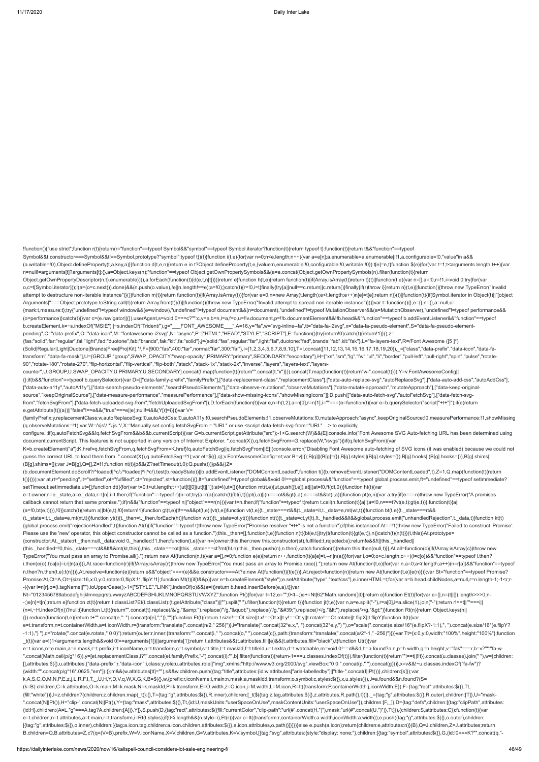```
!function(){"use strict";function r(t){return(r="function"==typeof Symbol&&"symbol"==typeof Symbol.iterator?function(t){return typeof t}:function(t){return t&&"function"==typeof
Symbol&&t.constructor===Symbol&&t!==Symbol.prototype?"symbol":typeof t})(t)}function i(t,e){for(var n=0;n<e.length;n++){var a=e[n];a.enumerable=a.enumerable||!1,a.configurable=!0,"value"in a&&
(a.writable=!0),Object.defineProperty(t,a.key,a)}}function d(t,e,n){return e in t?Object.defineProperty(t,e,{value:n,enumerable:!0,configurable:!0,writable:!0}):t[e]=n,t}function $(e){for(var t=1;t<arguments.length;t++){var
n=null!=arguments[t]?arguments[t]:{},a=Object.keys(n);"function"==typeof Object.getOwnPropertySymbols&&(a=a.concat(Object.getOwnPropertySymbols(n).filter(function(t){return
Object.getOwnPropertyDescriptor(n,t).enumerable}))),a.forEach(function(t){d(e,t,n[t])})}return e}function h(t,e){return function(t){if(Array.isArray(t))return t}(t)||function(t,e){var n=[],a=!0,r=!1,i=void 0;try{for(var
o,c=t[Symbol.iterator]();!(a=(o=c.next()).done)&&(n.push(o.value),!e||n.length!==e);a=!0);}catch(t){r=!0,i=t}finally{try{a||null==c.return||c.return()}finally{if(r)throw i}}return n}(t,e)||function(){throw new TypeError("Invalid
attempt to destructure non-iterable instance")}()}function m(t){return function(t){if(Array.isArray(t)){for(var e=0,n=new Array(t.length);e<t.length;e++)n[e]=t[e];return n}}(t)||function(t){if(Symbol.iterator in Object(t)||"[object
Arguments]"===Object.prototype.toString.call(t))return Array.from(t)}(t)||function(){throw new TypeError("Invalid attempt to spread non-iterable instance")}()}var t=function(){},e={},n={},a=null,o=
{mark:t,measure:t};try{"undefined"!=typeof window&&(e=window),"undefined"!=typeof document&&(n=document),"undefined"!=typeof MutationObserver&&(a=MutationObserver),"undefined"!=typeof performance&&
(o=performance)}catch(t){}var c=(e.navigator||{}).userAgent,s=void 0===c?"":c,v=e,b=n,l=a,f=o,u=!!v.document,p=!!b.documentElement&&!!b.head&&"function"==typeof b.addEventListener&&"function"==typeof
b.createElement,k=~s.indexOf("MSIE")||~s.indexOf("Trident/"),g="___FONT_AWESOME___",A=16,y="fa",w="svg-inline--fa",tt="data-fa-i2svg",x="data-fa-pseudo-element",S="data-fa-pseudo-element-
pending",C="data-prefix",O="data-icon",M="fontawesome-i2svg",N="async",P=["HTML","HEAD","STYLE","SCRIPT"],E=function(){try{return!0}catch(t){return!1}}(),z=
{fas:"solid",far:"regular",fal:"light",fad:"duotone",fab:"brands",fak:"kit",fa:"solid"},j={solid:"fas",regular:"far",light:"fal",duotone:"fad",brands:"fab",kit:"fak"},L="fa-layers-text",R=/Font Awesome ([5 ]*)
(Solid|Regular|Light|Duotone|Brands|Free|Pro|Kit).*/,F={900:"fas",400:"far",normal:"far",300:"fal"},I=[1,2,3,4,5,6,7,8,9,10],T=I.concat([11,12,13,14,15,16,17,18,19,20]),_=["class","data-prefix","data-icon","data-fa-
transform","data-fa-mask"],U={GROUP:"group",SWAP_OPACITY:"swap-opacity",PRIMARY:"primary",SECONDARY:"secondary"},H=["xs","sm","lg","fw","ul","li","border","pull-left","pull-right","spin","pulse","rotate-
90","rotate-180","rotate-270","flip-horizontal","flip-vertical","flip-both","stack","stack-1x","stack-2x","inverse","layers","layers-text","layers-
counter",U.GROUP,U.SWAP_OPACITY,U.PRIMARY,U.SECONDARY].concat(I.map(function(t){return"".concat(t,"x")})).concat(T.map(function(t){return"w-".concat(t)})),Y=v.FontAwesomeConfig||
{};if(b&&"function"==typeof b.querySelector){var D=[["data-family-prefix","familyPrefix"],["data-replacement-class","replacementClass"],["data-auto-replace-svg","autoReplaceSvg"],["data-auto-add-css","autoAddCss"],
["data-auto-a11y","autoA11y"],["data-search-pseudo-elements","searchPseudoElements"],["data-observe-mutations","observeMutations"],["data-mutate-approach","mutateApproach"],["data-keep-original-
source","keepOriginalSource"],["data-measure-performance","measurePerformance"],["data-show-missing-icons","showMissingIcons"]];D.push(["data-auto-fetch-svg","autoFetchSvg"],["data-fetch-svg-
from","fetchSvgFrom"],["data-fetch-uploaded-svg-from","fetchUploadedSvgFrom"]),D.forEach(function(t){var e,n=h(t,2),a=n[0],r=n[1],i=""===(e=function(t){var e=b.querySelector("script["+t+"]");if(e)return
e.getAttribute(t)}(a))||"false"!==e&&("true"===e||e);null!=i&&(Y[r]=i)})}var V=
{familyPrefix:y,replacementClass:w,autoReplaceSvg:!0,autoAddCss:!0,autoA11y:!0,searchPseudoElements:!1,observeMutations:!0,mutateApproach:"async",keepOriginalSource:!0,measurePerformance:!1,showMissing
(q.observeMutations=!1);var W=/\/js\/.*\.js.*/,X='Manually set config.fetchSvgFrom = "URL" or use <script data-fetch-svg-from="URL" ...> to explicitly
configure.';if(q.autoFetchSvg&&!q.fetchSvgFrom&&b&&b.currentScript){var G=b.currentScript.getAttribute("src");-1<G.search(W)&&(E||console.info("Font Awesome SVG Auto-fetching URL has been determined using
document.currentScript. This features is not supported in any version of Internet Explorer. ".concat(X)),q.fetchSvgFrom=G.replace(W,"/svgs"))}if(q.fetchSvgFrom){var
K=b.createElement("a");K.href=q.fetchSvgFrom,q.fetchSvgFrom=K.href}!q.autoFetchSvg||q.fetchSvgFrom||E||(console.error("Disabling Font Awesome auto-fetching of SVG icons (it was enabled) because we could not
guess the correct URL to load them from. ".concat(X)),q.autoFetchSvg=!1);var B=v||{};B[g]||(B[g]={}),B[g].styles||(B[g].styles={}),B[g].hooks||(B[g].hooks={}),B[g].shims||
(B[g].shims=[]);var J=B[g],Q=[],Z=!1;function nt(t){p&&(Z?setTimeout(t,0):Q.push(t))}p&&((Z=
(b.documentElement.doScroll?/^loaded|^c/:/^loaded|^i|^c/).test(b.readyState))||b.addEventListener("DOMContentLoaded",function t(){b.removeEventListener("DOMContentLoaded",t),Z=1,Q.map(function(t){return
t()})}));var at,rt="pending",it="settled",ot="fulfilled",ct="rejected",st=function(){},lt="undefined"!=typeof global&&void 0!==global.process&&"function"==typeof global.process.emit,ft="undefined"==typeof setImmediate?
setTimeout:setImmediate,ut=[];function dt(){for(var t=0;t<ut.length;t++)ut[t][0](ut[t][1]);at=!(ut=[])}function mt(t,e){ut.push([t,e]),at||(at=!0,ft(dt,0))}function ht(t){var
e=t.owner,n=e._state,a=e._data,r=t[n],i=t.then;if("function"==typeof r){n=ot;try{a=r(a)}catch(t){bt(i,t)}}pt(i,a)||(n===ot&&gt(i,a),n===ct&&bt(i,a))}function pt(e,n){var a;try{if(e===n)throw new TypeError("A promises
callback cannot return that same promise.");if(n&&("function"==typeof n||"object"===r(n))){var t=n.then;if("function"==typeof t)return t.call(n,function(t){a||(a=!0,n===t?vt(e,t):gt(e,t))},function(t){a||
(a=!0,bt(e,t))}),!0}}catch(t){return a||bt(e,t),!0}return!1}function gt(t,e){t!==e&&pt(t,e)||vt(t,e)}function vt(t,e){t._state===rt&&(t._state=it,t._data=e,mt(wt,t))}function bt(t,e){t._state===rt&&
(t._state=it,t._data=e,mt(xt,t))}function yt(t){t._then=t._then.forEach(ht)}function wt(t){t._state=ot,yt(t)}function xt(t){t._state=ct,yt(t),!t._handled&&lt&&global.process.emit("unhandledRejection",t._data,t)}function kt(t)
{global.process.emit("rejectionHandled",t)}function At(t){if("function"!=typeof t)throw new TypeError("Promise resolver "+t+" is not a function");if(this instanceof At==!1)throw new TypeError("Failed to construct 'Promise':
Please use the 'new' operator, this object constructor cannot be called as a function.");this._then=[],function(t,e){function n(t){bt(e,t)}try{t(function(t){gt(e,t)},n)}catch(t){n(t)}}(t,this)}At.prototype=
{constructor:At,_state:rt,_then:null,_data:void 0,_handled:!1,then:function(t,e){var n={owner:this,then:new this.constructor(st),fulfilled:t,rejected:e};return!e&&!t||this._handled||
(this._handled=!0,this._state===ct&&lt&&mt(kt,this)),this._state===ot||this._state===ct?mt(ht,n):this._then.push(n),n.then},catch:function(t){return this.then(null,t)}},At.all=function(c){if(!Array.isArray(c))throw new
TypeError("You must pass an array to Promise.all().");return new At(function(n,t){var a=[],r=0;function e(e){return r++,function(t){a[e]=t,--r||n(a)}}for(var i,o=0;o<c.length;o++)(i=c[o])&&"function"==typeof i.then?
i.then(e(o),t):a[o]=i;r||n(a)})},At.race=function(r){if(!Array.isArray(r))throw new TypeError("You must pass an array to Promise.race().");return new At(function(t,e){for(var n,a=0;a<r.length;a++)(n=r[a])&&"function"==typeof
n.then?n.then(t,e):t(n)})},At.resolve=function(e){return e&&"object"===r(e)&&e.constructor===At?e:new At(function(t){t(e)})},At.reject=function(n){return new At(function(t,e){e(n)})};var St="function"==typeof Promise?
Promise:At,Ct=A,Ot={size:16,x:0,y:0,rotate:0,flipX:!1,flipY:!1};function Mt(t){if(t&&p){var e=b.createElement("style");e.setAttribute("type","text/css"),e.innerHTML=t;for(var n=b.head.childNodes,a=null,r=n.length-1;-1<r;r-
-){var i=n[r],o=(i.tagName||"").toUpperCase();-1<["STYLE","LINK"].indexOf(o)&&(a=i)}return b.head.insertBefore(e,a),t}}var
Nt="0123456789abcdefghijklmnopqrstuvwxyzABCDEFGHIJKLMNOPQRSTUVWXYZ";function Pt(){for(var t=12,e="";0<t--;)e+=Nt[62*Math.random()|0];return e}function Et(t){for(var e=[],n=(t||[]).length>>>0;n-
-;)e[n]=t[n];return e}function zt(t){return t.classList?Et(t.classList):(t.getAttribute("class")||"").split(" ").filter(function(t){return t})}function jt(t,e){var n,a=e.split("-"),r=a[0],i=a.slice(1).join("-");return r!==t||""===i||
(n=i,~H.indexOf(n))?null:i}function Lt(t){return"".concat(t).replace(/&/g,"&amp;").replace(/"/g,"&quot;").replace(/'/g,"&#39;").replace(/</g,"&lt;").replace(/>/g,"&gt;")}function Rt(n){return Object.keys(n||
{}).reduce(function(t,e){return t+"".concat(e,": ").concat(n[e],";")},"")}function Ft(t){return t.size!==Ot.size||t.x!==Ot.x||t.y!==Ot.y||t.rotate!==Ot.rotate||t.flipX||t.flipY}function It(t){var
e=t.transform,n=t.containerWidth,a=t.iconWidth,r={transform:"translate(".concat(n/2," 256)")},i="translate(".concat(32*e.x,", ").concat(32*e.y,") "),o="scale(".concat(e.size/16*(e.flipX?-1:1),", ").concat(e.size/16*(e.flipY?
-1:1),") "),c="rotate(".concat(e.rotate," 0 0)");return{outer:r,inner:{transform:"".concat(i," ").concat(o," ").concat(c)},path:{transform:"translate(".concat(a/2*-1," -256)")}}}var Tt={x:0,y:0,width:"100%",height:"100%"};function
_t(t){var e=!(1<arguments.length&&void 0!==arguments[1])||arguments[1];return t.attributes&&(t.attributes.fill||e)&&(t.attributes.fill="black"),t}function Ut(t){var
e=t.icons,n=e.main,a=e.mask,r=t.prefix,i=t.iconName,o=t.transform,c=t.symbol,s=t.title,l=t.maskId,f=t.titleId,u=t.extra,d=t.watchable,m=void 0!==d&&d,h=a.found?a:n,p=h.width,g=h.height,v="fak"===r,b=v?"":"fa-w-
".concat(Math.ceil(p/g*16)),y=[et.replacementClass,i?"".concat(et.familyPrefix,"-").concat(i):"",b].filter(function(t){return-1===u.classes.indexOf(t)}).filter(function(t){return""!==t||!!t}).concat(u.classes).join(" "),w={children:
[],attributes:$({},u.attributes,{"data-prefix":r,"data-icon":i,class:y,role:u.attributes.role||"img",xmlns:"http://www.w3.org/2000/svg",viewBox:"0 0 ".concat(p," ").concat(g)})},x=v&&!~u.classes.indexOf("fa-fw")?
{width:"".concat(p/g*16*.0625,"em")}:{};m&&(w.attributes[tt]=""),s&&w.children.push({tag:"title",attributes:{id:w.attributes["aria-labelledby"]||"title-".concat(f||Pt())},children:[s]});var
k,A,S,C,O,M,N,P,E,z,j,L,R,F,I,T,_,U,H,Y,D,V,q,W,X,G,K,B=$({},w,{prefix:r,iconName:i,main:n,mask:a,maskId:l,transform:o,symbol:c,styles:$({},x,u.styles)}),J=a.found&&n.found?(S=
(k=B).children,C=k.attributes,O=k.main,M=k.mask,N=k.maskId,P=k.transform,E=O.width,z=O.icon,j=M.width,L=M.icon,R=It({transform:P,containerWidth:j,iconWidth:E}),F={tag:"rect",attributes:$({},Tt,
{fill:"white"})},I=z.children?{children:z.children.map(_t)}:{},T={tag:"g",attributes:$({},R.inner),children:[_t($({tag:z.tag,attributes:$({},z.attributes,R.path)},I))]},_={tag:"g",attributes:$({},R.outer),children:[T]},U="mask-
".concat(N||Pt()),H="clip-".concat(N||Pt()),Y={tag:"mask",attributes:$({},Tt,{id:U,maskUnits:"userSpaceOnUse",maskContentUnits:"userSpaceOnUse"}),children:[F,_]},D={tag:"defs",children:[{tag:"clipPath",attributes:
{id:H},children:(A=L,"g"===A.tag?A.children:[A])},Y]},S.push(D,{tag:"rect",attributes:$({fill:"currentColor","clip-path":"url(#".concat(H,")"),mask:"url(#".concat(U,")")},Tt)}),{children:S,attributes:C}):function(t){var
e=t.children,n=t.attributes,a=t.main,r=t.transform,i=Rt(t.styles);if(0<i.length&&(n.style=i),Ft(r)){var o=It({transform:r,containerWidth:a.width,iconWidth:a.width});e.push({tag:"g",attributes:$({},o.outer),children:
[{tag:"g",attributes:$({},o.inner),children:[{tag:a.icon.tag,children:a.icon.children,attributes:$({},a.icon.attributes,o.path)}]}]})}else e.push(a.icon);return{children:e,attributes:n}}(B),Q=J.children,Z=J.attributes;return
B.children=Q,B.attributes=Z,c?(q=(V=B).prefix,W=V.iconName,X=V.children,G=V.attributes,K=V.symbol,[{tag:"svg",attributes:{style:"display: none;"},children:[{tag:"symbol",attributes:$({},G,{id:!0===K?"".concat(q,"-
```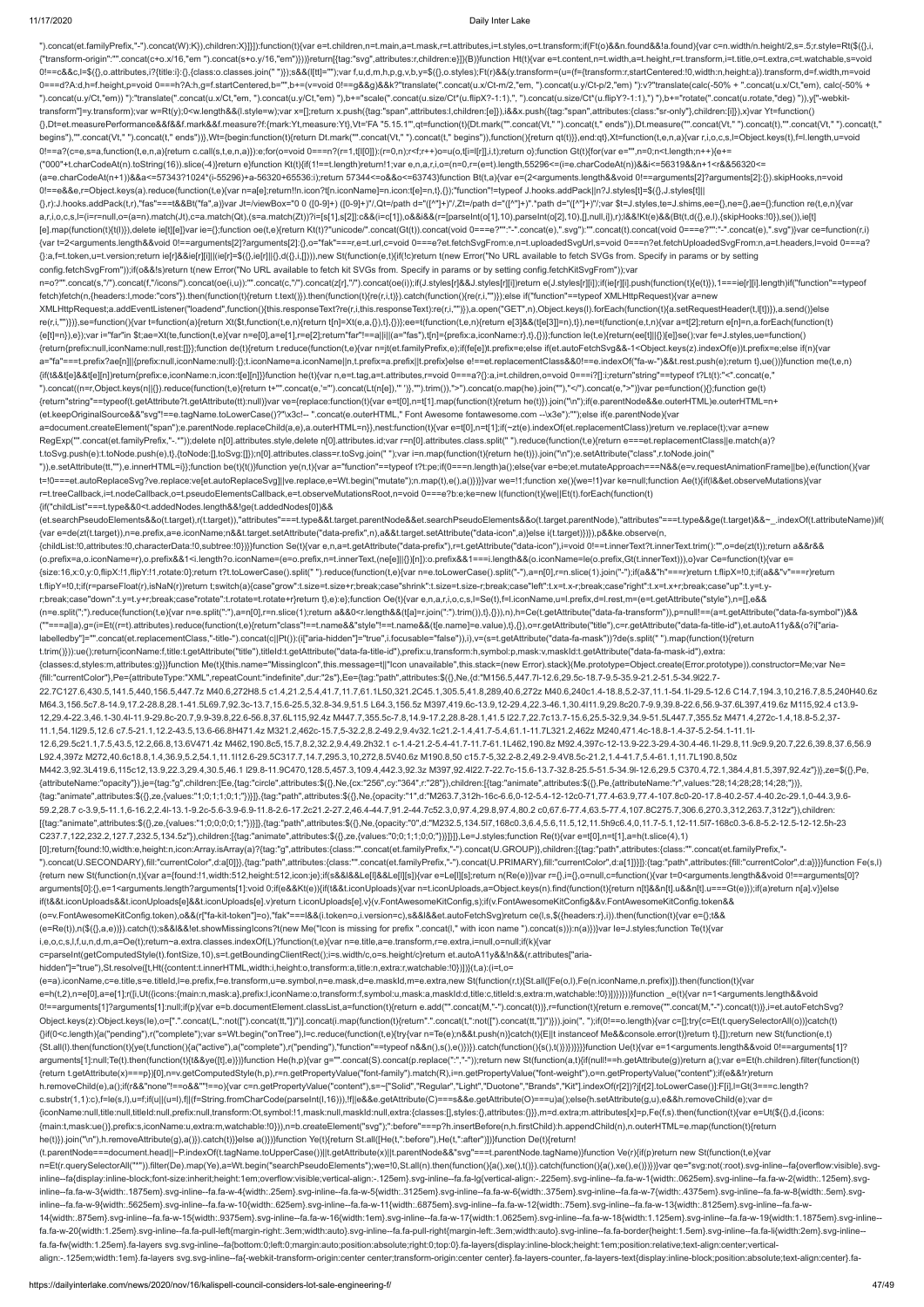```
").concat(et.familyPrefix,"-").concat(W):K)),children:X}]}]}:function(t){var e=t.children,n=t.main,a=t.mask,r=t.attributes,i=t.styles,o=t.transform;if(Ft(o)&&n.found&&!a.found){var c=n.width/n.height/2,s=.5;r.style=Rt($({},i,{"transform-origin":"".concat(c+o.x/16,"em ").concat(s+o.y/16,"em")}))}return[{tag:"svg",attributes:r,children:e}]}(B)}function Ht(t){var e=t.content,n=t.width,a=t.height,r=t.transform,i=t.title,o=t.extra,c=t.watchable,s=void 0!==c&&c,l=$({},o.attributes,i?{title:i}:{},{class:o.classes.join(" ")});s&&(l[tt]="");var f,u,d,m,h,p,g,v,b,y=$({},o.styles);Ft(r)&&(y.transform=(u=(f={transform:r,startCentered:!0,width:n,height:a}).transform,d=f.width,m=void 0===d?A:d,h=f.height,p=void 0===h?A:h,g=f.startCentered,b="",b+=(v=void 0!==g&&g)&&k?"translate(".concat(u.x/Ct-m/2,"em, ").concat(u.y/Ct-p/2,"em) "):v?"translate(calc(-50% + ".concat(u.x/Ct,"em), calc(-50% + ").concat(u.y/Ct,"em)) "):"translate(".concat(u.x/Ct,"em, ").concat(u.y/Ct,"em) "),b+="scale(".concat(u.size/Ct*(u.flipX?-1:1),", ").concat(u.size/Ct*(u.flipY?-1:1),") "),b+="rotate(".concat(u.rotate,"deg) ")),y["-webkit-transform"]=y.transform);var w=Rt(y);0<w.length&&(l.style=w);var x=[];return x.push({tag:"span",attributes:l,children:[e]}),i&&x.push({tag:"span",attributes:{class:"sr-only"},children:[i]}),x}var Yt=function()
{},Dt=et.measurePerformance&&f&&f.mark&&f.measure?{mark:Yt,measure:Yt},Vt="FA "5.15.1"",qt=function(t){Dt.mark("".concat(Vt," ").concat(t," begins")),Dt.measure=function(t){Dt.mark("".concat(Vt," ").concat(t," ends")),Dt.measure("".concat(Vt," ").concat(t),"".concat(Vt," ").concat(t," begins"),"".concat(Vt," ").concat(t," ends"))},Wt={begin:function(t){return Dt.mark("".concat(Vt," ").concat(t," begins")),function(){return qt(t)}},end:qt},Xt=function(t,e,n,a){var r,i,o,c,s,l=Object.keys(t),f=l.length,u=void 0!==a?(c=e,s=a,function(t,e,n,a){return c.call(s,t,e,n,a)}):e;for(o=void 0===n?(r=1,t[l[0]]):(r=0,n);r<f;r++)o=u(o,t[i=l[r]],i,t);return o};function Gt(t){for(var e="",n=0;n<t.length;n++){e+=("000"+t.charCodeAt(n).toString(16)).slice(-4)}return e}function Kt(t){if(1!==t.length)return!1;var e,n,a,r,i,o=(n=0,r=(e=t).length,55296<=(i=e.charCodeAt(n))&&i<=56319&&n+1<r&&56320<=(a=e.charCodeAt(n+1))&&a<=57343?1024*(i-55296)+a-56320+65536:i);return 57344<=o&&o<=63743}function Bt(t,a){var e=(2<arguments.length&&void 0!==arguments[2]?arguments[2]:{}).skipHooks,n=void 0!==e&&e,r=Object.keys(a).reduce(function(t,e){var n=a[e];return!!n.icon?t[n.iconName]=n.icon:t[e]=n,t},{});"function"!=typeof J.hooks.addPack||n?J.styles[t]=$({},J.styles[t]||
{},r):J.hooks.addPack(t,r),"fas"===t&&Bt("fa",a)}var Jt=/viewBox="0 0 ([0-9]+) ([0-9]+)"/,Qt=/path d="([^"]+)"/,Zt=/path d="([^"]+)".*path d="([^"]+)"/;var $t=J.styles,te=J.shims,ee={},ne={},ae={};function re(t,e,n){var a,r,i,o,c,s,l=(i=r=null,o=(a=n).match(Jt),c=a.match(Qt),(s=a.match(Zt))?i=[s[1],s[2]]:c&&(i=c[1]),o&&i&&(r=[parseInt(o[1],10),parseInt(o[2],10),[],null,i]),r);l&&!Kt(e)&&(Bt(t,d({},e,l),{skipHooks:!0}),se()),ie[t]
[e].map(function(t){t(l)}),delete ie[t][e]}var ie={};function oe(t,e){return Kt(t)?"unicode/".concat(Gt(t)).concat(void 0===e?"":"-".concat(e),".svg"):"".concat(t).concat(void 0===e?"":"-".concat(e),".svg")}var ce=function(r,i)
{var t=2<arguments.length&&void 0!==arguments[2]?arguments[2]:{},o="fak"===r,e=t.url,c=void 0===e?et.fetchSvgFrom:e,n=t.uploadedSvgUrl,s=void 0===n?et.fetchUploadedSvgFrom:n,a=t.headers,l=void 0===a?
{}:a,f=t.token,u=t.version;return ie[r]&&ie[r][i]||(ie[r]=$({},ie[r]||{},d({},i,[])),new St(function(e,t){if(!c)return t(new Error("No URL available to fetch SVGs from. Specify in params or by setting config.fetchSvgFrom"));if(o&&!s)return t(new Error("No URL available to fetch kit SVGs from. Specify in params or by setting config.fetchKitSvgFrom"));var n=o?"".concat(s,"/").concat(f,"/icons/").concat(oe(i,u)):"".concat(c,"/").concat(z[r],"/").concat(oe(i));if(J.styles[r]&&J.styles[r][i])return e(J.styles[r][i]);if(ie[r][i].push(function(t){e(t)}),1===ie[r][i].length)if("function"==typeof fetch)fetch(n,{headers:l,mode:"cors"}).then(function(t){return t.text()}).then(function(t){re(r,i,t)}).catch(function(){re(r,i,"")});else if("function"==typeof XMLHttpRequest){var a=new XMLHttpRequest;a.addEventListener("loadend",function(){this.responseText?re(r,i,this.responseText):re(r,i,"")}),a.open("GET",n),Object.keys(l).forEach(function(t){a.setRequestHeader(t,l[t])}),a.send()}else re(r,i,"")}))},se=function(){var t=function(a){return Xt($t,function(t,e,n){return t[n]=Xt(e,a,{}),t},{})};ee=t(function(t,e,n){return e[3]&&(t[e[3]]=n),t}),ne=t(function(e,t,n){var a=t[2];return e[n]=n,a.forEach(function(t)
{e[t]=n}),e});var r="far"in $t;ae=Xt(te,function(t,e){var n=e[0],a=e[1],r=e[2];return"far"!==a||r||(a="fas"),t[n]={prefix:a,iconName:r},t},{})};function le(t,e){return(ee[t]||{})[e]}se();var fe=J.styles,ue=function()
{return{prefix:null,iconName:null,rest:[]}};function de(t){return t.reduce(function(t,e){var n=j(et.familyPrefix,e);if(fe[e])t.prefix=e;else if(et.autoFetchSvg&&-1<Object.keys(z).indexOf(e))t.prefix=e;else if(n){var a="fa"===t.prefix?ae[n]||{prefix:null,iconName:null}:{};t.iconName=a.iconName||n,t.prefix=a.prefix||t.prefix}else e!==et.replacementClass&&0!==e.indexOf("fa-w-")&&t.rest.push(e);return t},ue())}function me(t,e,n)
{if(t&&t[e]&&t[e][n])return{prefix:e,iconName:n,icon:t[e][n]}}function he(t){var n,e=t.tag,a=t.attributes,r=void 0===a?{}:a,i=t.children,o=void 0===i?[]:i;return"string"==typeof t?Lt(t):"<".concat(e," ").concat((n=r,Object.keys(n||{}).reduce(function(t,e){return t+"".concat(e,'="').concat(Lt(n[e]),'" ')},"").trim()),">").concat(o.map(he).join(""),"</").concat(e,">")}var pe=function(){};function ge(t)
{return"string"==typeof(t.getAttribute?t.getAttribute(tt):null)}var ve={replace:function(t){var e=t[0],n=t[1].map(function(t){return he(t)}).join("\n");if(e.parentNode&&e.outerHTML)e.outerHTML=n+(et.keepOriginalSource&&"svg"!==e.tagName.toLowerCase()?"\x3c!-- ".concat(e.outerHTML," Font Awesome fontawesome.com --\x3e"):"");else if(e.parentNode){var a=document.createElement("span");e.parentNode.replaceChild(a,e),a.outerHTML=n}},nest:function(t){var e=t[0],n=t[1];if(~zt(e).indexOf(et.replacementClass))return ve.replace(t);var a=new RegExp("".concat(et.familyPrefix,"-.*"));delete n[0].attributes.style,delete n[0].attributes.id;var r=n[0].attributes.class.split(" ").reduce(function(t,e){return e===et.replacementClass||e.match(a)?t.toSvg.push(e):t.toNode.push(e),t},{toNode:[],toSvg:[]});n[0].attributes.class=r.toSvg.join(" ");var i=n.map(function(t){return he(t)}).join("\n");e.setAttribute("class",r.toNode.join("
")),e.setAttribute(tt,""),e.innerHTML=i}};function be(t){t()}function ye(n,t){var a="function"==typeof t?t:pe;if(0===n.length)a();else{var e=be;et.mutateApproach===N&&(e=v.requestAnimationFrame||be),e(function(){var t=!0===et.autoReplaceSvg?ve.replace:ve[et.autoReplaceSvg]||ve.replace,e=Wt.begin("mutate");n.map(t),e(),a()})}}var we=!1;function xe(){we=!1}var ke=null;function Ae(t){if(l&&et.observeMutations){var r=t.treeCallback,i=t.nodeCallback,o=t.pseudoElementsCallback,e=t.observeMutationsRoot,n=void 0===e?b:e;ke=new l(function(t){we||Et(t).forEach(function(t)
{if("childList"===t.type&&0<t.addedNodes.length&&!ge(t.addedNodes[0])&&
(et.searchPseudoElements&&o(t.target),r(t.target)),"attributes"===t.type&&t.target.parentNode&&et.searchPseudoElements&&o(t.target.parentNode),"attributes"===t.type&&ge(t.target)&&~_.indexOf(t.attributeName))if(
{var e=de(zt(t.target)),n=e.prefix,a=e.iconName;n&&t.target.setAttribute("data-prefix",n),a&&t.target.setAttribute("data-icon",a)}else i(t.target)})}),p&&ke.observe(n,
{childList:!0,attributes:!0,characterData:!0,subtree:!0})}}function Se(t){var e,n,a=t.getAttribute("data-prefix"),r=t.getAttribute("data-icon"),i=void 0!==t.innerText?t.innerText.trim():"",o=de(zt(t));return a&&r&&
(o.prefix=a,o.iconName=r),o.prefix&&1<i.length?o.iconName=(e=o.prefix,n=t.innerText,(ne[e]||{})[n]):o.prefix&&1===i.length&&(o.iconName=le(o.prefix,Gt(t.innerText))),o}var Ce=function(t){var e=
{size:16,x:0,y:0,flipX:!1,flipY:!1,rotate:0};return t?t.toLowerCase().split(" ").reduce(function(t,e){var n=e.toLowerCase().split("-"),a=n[0],r=n.slice(1).join("-");if(a&&"h"===r)return t.flipX=!0,t;if(a&&"v"===r)return t.flipY=!0,t;if(r=parseFloat(r),isNaN(r))return t;switch(a){case"grow":t.size=t.size+r;break;case"shrink":t.size=t.size-r;break;case"left":t.x=t.x-r;break;case"right":t.x=t.x+r;break;case"up":t.y=t.y-r;break;case"down":t.y=t.y+r;break;case"rotate":t.rotate=t.rotate+r}return t},e):e};function Oe(t){var e,n,a,r,i,o,c,s,l=Se(t),f=l.iconName,u=l.prefix,d=l.rest,m=(e=t.getAttribute("style"),n=[],e&&
(n=e.split(";").reduce(function(t,e){var n=e.split(":"),a=n[0],r=n.slice(1);return a&&0<r.length&&(t[a]=r.join(":").trim()),t},{})),n),h=Ce(t.getAttribute("data-fa-transform")),p=null!==(a=t.getAttribute("data-fa-symbol"))&&
(""===a||a),g=(i=Et((r=t).attributes).reduce(function(t,e){return"class"!==t.name&&"style"!==t.name&&(t[e.name]=e.value),t},{}),o=r.getAttribute("title"),c=r.getAttribute("data-fa-title-id"),et.autoA11y&&(o?i["aria-labelledby"]="".concat(et.replacementClass,"-title-").concat(c||Pt()):(i["aria-hidden"]="true",i.focusable="false")),i),v=(s=t.getAttribute("data-fa-mask"))?de(s.split(" ").map(function(t){return t.trim()})):ue();return{iconName:f,title:t.getAttribute("title"),titleId:t.getAttribute("data-fa-title-id"),prefix:u,transform:h,symbol:p,mask:v,maskId:t.getAttribute("data-fa-mask-id"),extra:
{classes:d,styles:m,attributes:g}}}function Me(t){this.name="MissingIcon",this.message=t||"Icon unavailable",this.stack=(new Error).stack}(Me.prototype=Object.create(Error.prototype)).constructor=Me;var Ne=
{fill:"currentColor"},Pe={attributeType:"XML",repeatCount:"indefinite",dur:"2s"},Ee={tag:"path",attributes:$({},Ne,{d:"M156.5,447.7l-12.6,29.5c-18.7-9.5-35.9-21.2-51.5-34.9l22.7-22.7C127.6,430.5,141.5,440,156.5,447.7z M40.6,272H8.5 c1.4,21.2,5.4,41.7,11.7,61.1L50,321.2C45.1,305.5,41.8,289,40.6,272z M40.6,240c1.4-18.8,5.2-37,11.1-54.1l-29.5-12.6 C14.7,194.3,10,216.7,8.5,240H40.6z M64.3,156.5c7.8-14.9,17.2-28.8,28.1-41.5L69.7,92.3c-13.7,15.6-25.5,32.8-34.9,51.5 L64.3,156.5z M397,419.6c-13.9,12-29.4,22.3-46.1,30.4l11.9,29.8c20.7-9.9,39.8-22.6,56.9-37.6L397,419.6z M115,92.4 c13.9-12,29.4-22.3,46.1-30.4l-11.9-29.8c-20.7,9.9-39.8,22.6-56.8,37.6L115,92.4z M447.7,355.5c-7.8,14.9-17.2,28.8-28.1,41.5 l22.7,22.7c13.7-15.6,25.5-32.9,34.9-51.5L447.7,355.5z M471.4,272c-1.4,18.8-5.2,37-11.1,54.1l29.5,12.6 c7.5-21.1,12.2-43.5,13.6-66.8H471.4z M321.2,462c-15.7,5-32.2,8.2-49.2,9.4v32.1c21.2-1.4,41.7-5.4,61.1-11.7L321.2,462z M240,471.4c-18.8-1.4-37-5.2-54.1-11.1l-12.6,29.5c21.1,7.5,43.5,12.2,66.8,13.6V471.4z M462,190.8c5,15.7,8.2,32.2,9.4,49.2h32.1 c-1.4-21.2-5.4-41.7-11.7-61.1L462,190.8z M92.4,397c-12-13.9-22.3-29.4-30.4-46.1l-29.8,11.9c9.9,20.7,22.6,39.8,37.6,56.9 L92.4,397z M272,40.6c18.8,1.4,36.9,5.2,54.1,11.1l12.6-29.5C317.7,14.7,295.3,10,272,8.5V40.6z M190.8,50 c15.7-5,32.2-8.2,49.2-9.4V8.5c-21.2,1.4-41.7,5.4-61.1,11.7L190.8,50z M442.3,92.3L419.6,115c12,13.9,22.3,29.4,30.5,46.1 l29.8-11.9C470,128.5,457.3,109.4,442.3,92.3z M397,92.4l22.7-22.7c-15.6-13.7-32.8-25.5-51.5-34.9l-12.6,29.5 C370.4,72.1,384.4,81.5,397,92.4z"})},ze=$({},Pe,
{attributeName:"opacity"}),je={tag:"g",children:[Ee,{tag:"circle",attributes:$({},Ne,{cx:"256",cy:"364",r:"28"}),children:[{tag:"animate",attributes:$({},Pe,{attributeName:"r",values:"28;14;28;28;14;28;"})},
{tag:"animate",attributes:$({},ze,{values:"1;0;1;1;0;1;"})}]},{tag:"path",attributes:$({},Ne,{opacity:"1",d:"M263.7,312h-16c-6.6,0-12-5.4-12-12c0-71,77.4-63.9,77.4-107.8c0-20-17.8-40.2-57.4-40.2c-29.1,0-44.3,9.6-59.2,28.7 c-3.9,5-11.1,6-16.2,2.4l-13.1-9.2c-5.6-3.9-6.9-11.8-2.6-17.2c21.2-27.2,46.4-44.7,91.2-44.7c52.3,0,97.4,29.8,97.4,80.2 c0,67.6-77.4,63.5-77.4,107.8C275.7,306.6,270.3,312,263.7,312z"}),children:
[{tag:"animate",attributes:$({},ze,{values:"1;0;0;0;0;1;"})}]},{tag:"path",attributes:$({},Ne,{opacity:"0",d:"M232.5,134.5l7,168c0.3,6.4,5.6,11.5,12,11.5h9c6.4,0,11.7-5.1,12-11.5l7-168c0.3-6.8-5.2-12.5-12-12.5h-23 C237.7,122,232.2,127.7,232.5,134.5z"}),children:[{tag:"animate",attributes:$({},ze,{values:"0;0;1;1;0;0;"})}]}]},Le=J.styles;function Re(t){var e=t[0],n=t[1],a=h(t.slice(4),1)
[0];return{found:!0,width:e,height:n,icon:Array.isArray(a)?{tag:"g",attributes:{class:"".concat(et.familyPrefix,"-").concat(U.GROUP)},children:[{tag:"path",attributes:{class:"".concat(et.familyPrefix,"-").concat(U.SECONDARY),fill:"currentColor",d:a[0]}},{tag:"path",attributes:{class:"".concat(et.familyPrefix,"-").concat(U.PRIMARY),fill:"currentColor",d:a[1]}}]}:{tag:"path",attributes:{fill:"currentColor",d:a}}}}function Fe(s,l)
{return new St(function(n,t){var a={found:!1,width:512,height:512,icon:je};if(s&&l&&Le[l]&&Le[l][s]){var e=Le[l][s];return n(Re(e))}var r={},i={},o=null,c=function(){var t=0<arguments.length&&void 0!==arguments[0]?
arguments[0]:{},e=1<arguments.length?arguments[1]:void 0;if(e&&Kt(e)){if(t&&t.iconUploads){var n=t.iconUploads,a=Object.keys(n).find(function(t){return n[t]&&n[t].u&&n[t].u===Gt(e)});if(a)return n[a].v}}else
if(t&&t.iconUploads&&t.iconUploads[e]&&t.iconUploads[e].v)return t.iconUploads[e].v}(v.FontAwesomeKitConfig,s);if(v.FontAwesomeKitConfig&&v.FontAwesomeKitConfig.token&&
(o=v.FontAwesomeKitConfig.token),o&&(r["fa-kit-token"]=o),"fak"===l&&(i.token=o,i.version=c),s&&l&&et.autoFetchSvg)return ce(l,s,$({headers:r},i)).then(function(t){var e={};t&&
(e=Re(t)),n($({},a,e))}).catch(t);s&&l&&!et.showMissingIcons?t(new Me("Icon is missing for prefix ".concat(l," with icon name ").concat(s))):n(a)})}var Ie=J.styles;function Te(t){var
i,e,o,c,s,l,f,u,n,d,m,a=Oe(t);return~a.extra.classes.indexOf(L)?function(t,e){var n=e.title,a=e.transform,r=e.extra,i=null,o=null;if(k){var
c=parseInt(getComputedStyle(t).fontSize,10),s=t.getBoundingClientRect();i=s.width/c,o=s.height/c}return et.autoA11y&&!n&&(r.attributes["aria-hidden"]="true"),St.resolve([t,Ht({content:t.innerHTML,width:i,height:o,transform:a,title:n,extra:r,watchable:!0})])}(t,a):(i=t,o=
(e=a).iconName,c=e.title,s=e.titleId,l=e.prefix,f=e.transform,u=e.symbol,n=e.mask,d=e.maskId,m=e.extra,new St(function(r,t){St.all([Fe(o,l),Fe(n.iconName,n.prefix)]).then(function(t){var
e=h(t,2),n=e[0],a=e[1];r([i,Ut({icons:{main:n,mask:a},prefix:l,iconName:o,transform:f,symbol:u,mask:a,maskId:d,title:c,titleId:s,extra:m,watchable:!0})])})}))}function _e(t){var n=1<arguments.length&&void
0!==arguments[1]?arguments[1]:null;if(p){var e=b.documentElement.classList,a=function(t){return e.add("".concat(M,"-").concat(t))},r=function(t){return e.remove("".concat(M,"-").concat(t))},i=et.autoFetchSvg?
Object.keys(z):Object.keys(Ie),o=[".".concat(L,":not([").concat(tt,"])")].concat(i.map(function(t){return".".concat(t,":not([").concat(tt,"])")})).join(", ");if(0!==o.length){var c=[];try{c=Et(t.querySelectorAll(o))}catch(t)
{}if(0<c.length){a("pending"),r("complete");var s=Wt.begin("onTree"),l=c.reduce(function(t,e){try{var n=Te(e);n&&t.push(n)}catch(t){E||t instanceof Me&&console.error(t)}return t},[]);return new St(function(e,t)
{St.all(l).then(function(t){ye(t,function(){a("active"),a("complete"),r("pending"),"function"==typeof n&&n(),s(),e()})}).catch(function(){s(),t()})})}}}}function Ue(t){var e=1<arguments.length&&void 0!==arguments[1]?
arguments[1]:null;Te(t).then(function(t){t&&ye([t],e)})}function He(h,p){var g="".concat(S).concat(p.replace(":","-"));return new St(function(a,t){if(null!==h.getAttribute(g))return a();var e=Et(h.children).filter(function(t)
{return t.getAttribute(x)===p})[0],n=v.getComputedStyle(h,p),r=n.getPropertyValue("font-family").match(R),i=n.getPropertyValue("font-weight"),o=n.getPropertyValue("content");if(e&&!r)return
h.removeChild(e),a();if(r&&"none"!==o&&""!==o){var c=n.getPropertyValue("content"),s=~["Solid","Regular","Light","Duotone","Brands","Kit"].indexOf(r[2])?F[r[2].toLowerCase()]:F[i],l=Gt(3===c.length?
c.substr(1,1):c),f=le(s,l),u=f;if(u||(u=l),f||(f=String.fromCharCode(parseInt(l,16))),!f||e&&e.getAttribute(C)===s&&e.getAttribute(O)===u)a();else{h.setAttribute(g,u),e&&h.removeChild(e);var d=
{iconName:null,title:null,titleId:null,prefix:null,transform:Ot,symbol:!1,mask:null,maskId:null,extra:{classes:[],styles:{},attributes:{}}},m=d.extra;m.attributes[x]=p,Fe(f,s).then(function(t){var e=Ut($({},d,{icons:
{main:t,mask:ue()},prefix:s,iconName:u,extra:m,watchable:!0})),n=b.createElement("svg");":before"===p?h.insertBefore(n,h.firstChild):h.appendChild(n),n.outerHTML=e.map(function(t){return
he(t)}).join("\n"),h.removeAttribute(g),a()}).catch(t)}}else a()})}function Ye(t){return St.all([He(t,":before"),He(t,":after")])}function De(t){return!
(t.parentNode===document.head||~P.indexOf(t.tagName.toUpperCase())||t.getAttribute(x)||t.parentNode&&"svg"===t.parentNode.tagName)}function Ve(r){if(p)return new St(function(t,e){var
n=Et(r.querySelectorAll("*")).filter(De).map(Ye),a=Wt.begin("searchPseudoElements");we=!0,St.all(n).then(function(){a(),xe(),t()}).catch(function(){a(),xe(),e()})})}var qe="svg:not(:root).svg-inline--fa{overflow:visible}.svg-inline--fa{display:inline-block;font-size:inherit;height:1em;overflow:visible;vertical-align:-.125em}.svg-inline--fa.fa-lg{vertical-align:-.225em}.svg-inline--fa.fa-w-1{width:.0625em}.svg-inline--fa.fa-w-2{width:.125em}.svg-inline--fa.fa-w-3{width:.1875em}.svg-inline--fa.fa-w-4{width:.25em}.svg-inline--fa.fa-w-5{width:.3125em}.svg-inline--fa.fa-w-6{width:.375em}.svg-inline--fa.fa-w-7{width:.4375em}.svg-inline--fa.fa-w-8{width:.5em}.svg-inline--fa.fa-w-9{width:.5625em}.svg-inline--fa.fa-w-10{width:.625em}.svg-inline--fa.fa-w-11{width:.6875em}.svg-inline--fa.fa-w-12{width:.75em}.svg-inline--fa.fa-w-13{width:.8125em}.svg-inline--fa.fa-w-14{width:.875em}.svg-inline--fa.fa-w-15{width:.9375em}.svg-inline--fa.fa-w-16{width:1em}.svg-inline--fa.fa-w-17{width:1.0625em}.svg-inline--fa.fa-w-18{width:1.125em}.svg-inline--fa.fa-w-19{width:1.1875em}.svg-inline--fa.fa-w-20{width:1.25em}.svg-inline--fa.fa-pull-left{margin-right:.3em;width:auto}.svg-inline--fa.fa-pull-right{margin-left:.3em;width:auto}.svg-inline--fa.fa-border{height:1.5em}.svg-inline--fa.fa-li{width:2em}.svg-inline--fa.fa-fw{width:1.25em}.fa-layers svg.svg-inline--fa{bottom:0;left:0;margin:auto;position:absolute;right:0;top:0}.fa-layers{display:inline-block;height:1em;position:relative;text-align:center;vertical-align:-.125em;width:1em}.fa-layers svg.svg-inline--fa{-webkit-transform-origin:center center;transform-origin:center center}.fa-layers-counter,.fa-layers-text{display:inline-block;position:absolute;text-align:center}.fa-
```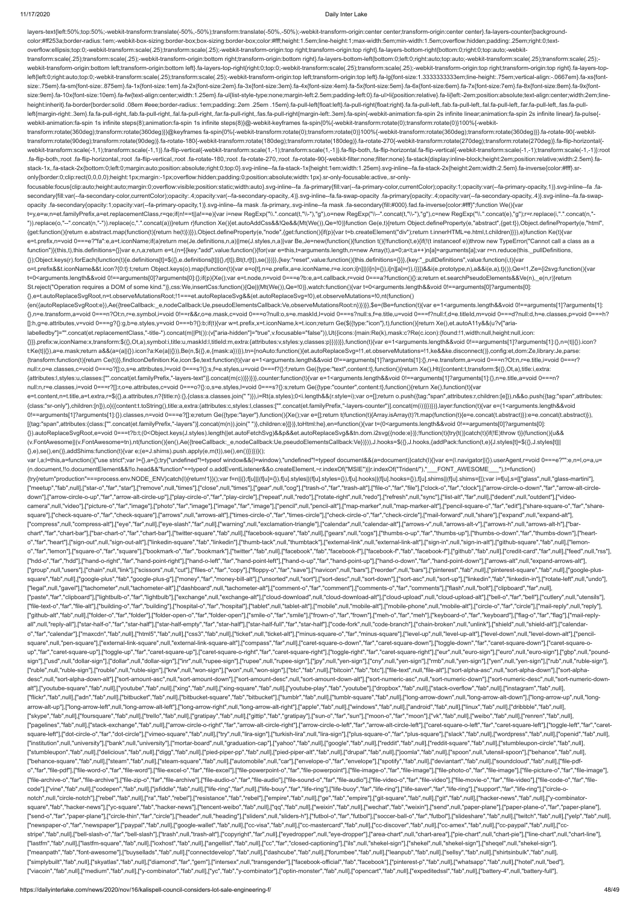```
layers-text{left:50%;top:50%;-webkit-transform:translate(-50%,-50%);transform:translate(-50%,-50%);-webkit-transform-origin:center center;transform-origin:center center}.fa-layers-counter{background-color:#ff253a;border-radius:1em;-webkit-box-sizing:border-box;box-sizing:border-box;color:#fff;height:1.5em;line-height:1;max-width:5em;min-width:1.5em;overflow:hidden;padding:.25em;right:0;text-overflow:ellipsis;top:0;-webkit-transform:scale(.25);transform:scale(.25);-webkit-transform-origin:top right;transform-origin:top right}.fa-layers-bottom-right{bottom:0;right:0;top:auto;-webkit-transform:scale(.25);transform:scale(.25);-webkit-transform-origin:bottom right;transform-origin:bottom right}.fa-layers-bottom-left{bottom:0;left:0;right:auto;top:auto;-webkit-transform:scale(.25);transform:scale(.25);-webkit-transform-origin:bottom left;transform-origin:bottom left}.fa-layers-top-right{right:0;top:0;-webkit-transform:scale(.25);transform:scale(.25);-webkit-transform-origin:top right;transform-origin:top right}.fa-layers-top-left{left:0;right:auto;top:0;-webkit-transform:scale(.25);transform:scale(.25);-webkit-transform-origin:top left;transform-origin:top left}.fa-lg{font-size:1.3333333333em;line-height:.75em;vertical-align:-.0667em}.fa-xs{font-size:.75em}.fa-sm{font-size:.875em}.fa-1x{font-size:1em}.fa-2x{font-size:2em}.fa-3x{font-size:3em}.fa-4x{font-size:4em}.fa-5x{font-size:5em}.fa-6x{font-size:6em}.fa-7x{font-size:7em}.fa-8x{font-size:8em}.fa-9x{font-size:9em}.fa-10x{font-size:10em}.fa-fw{text-align:center;width:1.25em}.fa-ul{list-style-type:none;margin-left:2.5em;padding-left:0}.fa-ul>li{position:relative}.fa-li{left:-2em;position:absolute;text-align:center;width:2em;line-height:inherit}.fa-border{border:solid .08em #eee;border-radius:.1em;padding:.2em .25em .15em}.fa-pull-left{float:left}.fa-pull-right{float:right}.fa.fa-pull-left,.fab.fa-pull-left,.fal.fa-pull-left,.far.fa-pull-left,.fas.fa-pull-left{margin-right:.3em}.fa.fa-pull-right,.fab.fa-pull-right,.fal.fa-pull-right,.far.fa-pull-right,.fas.fa-pull-right{margin-left:.3em}.fa-spin{-webkit-animation:fa-spin 2s infinite linear;animation:fa-spin 2s infinite linear}.fa-pulse{-webkit-animation:fa-spin 1s infinite steps(8);animation:fa-spin 1s infinite steps(8)}@-webkit-keyframes fa-spin{0%{-webkit-transform:rotate(0);transform:rotate(0)}100%{-webkit-transform:rotate(360deg);transform:rotate(360deg)}}@keyframes fa-spin{0%{-webkit-transform:rotate(0);transform:rotate(0)}100%{-webkit-transform:rotate(360deg);transform:rotate(360deg)}}.fa-rotate-90{-webkit-transform:rotate(90deg);transform:rotate(90deg)}.fa-rotate-180{-webkit-transform:rotate(180deg);transform:rotate(180deg)}.fa-rotate-270{-webkit-transform:rotate(270deg);transform:rotate(270deg)}.fa-flip-horizontal{-webkit-transform:scale(-1,1);transform:scale(-1,1)}.fa-flip-vertical{-webkit-transform:scale(1,-1);transform:scale(1,-1)}.fa-flip-both,.fa-flip-horizontal.fa-flip-vertical{-webkit-transform:scale(-1,-1);transform:scale(-1,-1)}:root .fa-flip-both,:root .fa-flip-horizontal,:root .fa-flip-vertical,:root .fa-rotate-180,:root .fa-rotate-270,:root .fa-rotate-90{-webkit-filter:none;filter:none}.fa-stack{display:inline-block;height:2em;position:relative;width:2.5em}.fa-stack-1x,.fa-stack-2x{bottom:0;left:0;margin:auto;position:absolute;right:0;top:0}.svg-inline--fa.fa-stack-1x{height:1em;width:1.25em}.svg-inline--fa.fa-stack-2x{height:2em;width:2.5em}.fa-inverse{color:#fff}.sr-only{border:0;clip:rect(0,0,0,0);height:1px;margin:-1px;overflow:hidden;padding:0;position:absolute;width:1px}.sr-only-focusable:active,.sr-only-focusable:focus{clip:auto;height:auto;margin:0;overflow:visible;position:static;width:auto}.svg-inline--fa .fa-primary{fill:var(--fa-primary-color,currentColor);opacity:1;opacity:var(--fa-primary-opacity,1)}.svg-inline--fa .fa-secondary{fill:var(--fa-secondary-color,currentColor);opacity:.4;opacity:var(--fa-secondary-opacity,.4)}.svg-inline--fa.fa-swap-opacity .fa-primary{opacity:.4;opacity:var(--fa-secondary-opacity,.4)}.svg-inline--fa.fa-swap-opacity .fa-secondary{opacity:1;opacity:var(--fa-primary-opacity,1)}.svg-inline--fa mask .fa-primary,.svg-inline--fa mask .fa-secondary{fill:#000}.fad.fa-inverse{color:#fff}";function We(){var t=y,e=w,n=et.familyPrefix,a=et.replacementClass,r=qe;if(n!==t||a!==e){var i=new RegExp("\\.".concat(t,"\\-"),"g"),o=new RegExp("\\--".concat(t,"\\-"),"g"),c=new RegExp("\\.".concat(e),"g");r=r.replace(i,".".concat(n,"-")).replace(o,"--".concat(n,"-")).replace(c,".".concat(a))}return r}function Xe(){et.autoAddCss&&!Qe&&(Mt(We()),Qe=!0)}function Ge(e,t){return Object.defineProperty(e,"abstract",{get:t}),Object.defineProperty(e,"html",{get:function(){return e.abstract.map(function(t){return he(t)})}}),Object.defineProperty(e,"node",{get:function(){if(p){var t=b.createElement("div");return t.innerHTML=e.html,t.children}}}),e}function Ke(t){var e=t.prefix,n=void 0===e?"fa":e,a=t.iconName;if(a)return me(Je.definitions,n,a)||me(J.styles,n,a)}var Be,Je=new(function(){function t(){!function(t,e){if(!(t instanceof e))throw new TypeError("Cannot call a class as a function")}(this,t),this.definitions={}}var e,n,a;return e=t,(n=[{key:"add",value:function(){for(var e=this,t=arguments.length,n=new Array(t),a=0;a<t;a++)n[a]=arguments[a];var r=n.reduce(this._pullDefinitions,{});Object.keys(r).forEach(function(t){e.definitions[t]=$({},e.definitions[t]||{},r[t]),Bt(t,r[t]),se()})}},{key:"reset",value:function(){this.definitions={}}},{key:"_pullDefinitions",value:function(i,t){var o=t.prefix&&t.iconName&&t.icon?{0:t}:t;return Object.keys(o).map(function(t){var e=o[t],n=e.prefix,a=e.iconName,r=e.icon;i[n]||(i[n]={}),i[n][a]=r}),i}}])&&i(e.prototype,n),a&&i(e,a),t}()),Qe=!1,Ze={i2svg:function(){var t=0<arguments.length&&void 0!==arguments[0]?arguments[0]:{};if(p){Xe();var e=t.node,n=void 0===e?b:e,a=t.callback,r=void 0===a?function(){}:a;return et.searchPseudoElements&&Ve(n),_e(n,r)}return St.reject("Operation requires a DOM of some kind.")},css:We,insertCss:function(){Qe||(Mt(We()),Qe=!0)},watch:function(){var t=0<arguments.length&&void 0!==arguments[0]?arguments[0]:{},e=t.autoReplaceSvgRoot,n=t.observeMutationsRoot;!1===et.autoReplaceSvg&&(et.autoReplaceSvg=!0),et.observeMutations=!0,nt(function(){en({autoReplaceSvgRoot:e}),Ae({treeCallback:_e,nodeCallback:Ue,pseudoElementsCallback:Ve,observeMutationsRoot:n})})}},$e=(Be=function(t){var e=1<arguments.length&&void 0!==arguments[1]?arguments[1]:{},n=e.transform,a=void 0===n?Ot:n,r=e.symbol,i=void 0!==r&&r,o=e.mask,c=void 0===o?null:o,s=e.maskId,l=void 0===s?null:s,f=e.title,u=void 0===f?null:f,d=e.titleId,m=void 0===d?null:d,h=e.classes,p=void 0===h?[]:h,g=e.attributes,v=void 0===g?{}:g,b=e.styles,y=void 0===b?{}:b;if(t){var w=t.prefix,x=t.iconName,k=t.icon;return Ge($({type:"icon"},t),function(){return Xe(),et.autoA11y&&(u?v["aria-labelledby"]="".concat(et.replacementClass,"-title-").concat(m||Pt()):(v["aria-hidden"]="true",v.focusable="false")),Ut({icons:{main:Re(k),mask:c?Re(c.icon):{found:!1,width:null,height:null,icon:{}}},prefix:w,iconName:x,transform:$({},Ot,a),symbol:i,title:u,maskId:l,titleId:m,extra:{attributes:v,styles:y,classes:p}})})}},function(t){var e=1<arguments.length&&void 0!==arguments[1]?arguments[1]:{},n=(t||{}).icon?t:Ke(t||{}),a=e.mask;return a&&(a=(a||{}).icon?a:Ke(a||{})),Be(n,$({},e,{mask:a}))}),tn={noAuto:function(){et.autoReplaceSvg=!1,et.observeMutations=!1,ke&&ke.disconnect()},config:et,dom:Ze,library:Je,parse:{transform:function(t){return Ce(t)}},findIconDefinition:Ke,icon:$e,text:function(t){var e=1<arguments.length&&void 0!==arguments[1]?arguments[1]:{},n=e.transform,a=void 0===n?Ot:n,r=e.title,i=void 0===r?null:r,o=e.classes,c=void 0===o?[]:o,s=e.attributes,l=void 0===s?{}:s,f=e.styles,u=void 0===f?{}:f;return Ge({type:"text",content:t},function(){return Xe(),Ht({content:t,transform:$({},Ot,a),title:i,extra:{attributes:l,styles:u,classes:["".concat(et.familyPrefix,"-layers-text")].concat(m(c))}})})},counter:function(t){var e=1<arguments.length&&void 0!==arguments[1]?arguments[1]:{},n=e.title,a=void 0===n?null:n,r=e.classes,i=void 0===r?[]:r,o=e.attributes,c=void 0===o?{}:o,s=e.styles,l=void 0===s?{}:s;return Ge({type:"counter",content:t},function(){var e=t.content,n=t.title,a=t.extra,r=$({},a.attributes,n?{title:n}:{},{class:a.classes.join(" ")}),i=Rt(a.styles);0<i.length&&(r.style=i);var o=[];return o.push({tag:"span",attributes:r,children:[e]}),n&&o.push({tag:"span",attributes:{class:"sr-only"},children:[n]}),o}({content:t.toString(),title:a,extra:{attributes:c,styles:l,classes:["".concat(et.familyPrefix,"-layers-counter")].concat(m(i))}})})},layer:function(t){var e=(1<arguments.length&&void 0!==arguments[1]?arguments[1]:{}).classes,n=void 0===e?[]:e;return Ge({type:"layer"},function(){Xe();var e=[];return t(function(t){Array.isArray(t)?t.map(function(t){e=e.concat(t.abstract)}):e=e.concat(t.abstract)}),[{tag:"span",attributes:{class:["".concat(et.familyPrefix,"-layers")].concat(m(n)).join(" ")},children:e}]})},toHtml:he},en=function(){var t=(0<arguments.length&&void 0!==arguments[0]?arguments[0]:{}).autoReplaceSvgRoot,e=void 0===t?b:t;(0<Object.keys(J.styles).length||et.autoFetchSvg)&&p&&et.autoReplaceSvg&&tn.dom.i2svg({node:e})};!function(t){try{t()}catch(t){if(!E)throw t}}(function(){u&&(v.FontAwesome||(v.FontAwesome=tn),nt(function(){en(),Ae({treeCallback:_e,nodeCallback:Ue,pseudoElementsCallback:Ve})})),J.hooks=$({},J.hooks,{addPack:function(t,e){J.styles[t]=$({},J.styles[t]||{},e),se(),en()},addShims:function(t){var e;(e=J.shims).push.apply(e,m(t)),se(),en()}})})}();
var l,a;l=this,a=function(){"use strict";var l={},a={};try{"undefined"!=typeof window&&(l=window),"undefined"!=typeof document&&(a=document)}catch(l){}var e=(l.navigator||{}).userAgent,r=void 0===e?"":e,n=l,o=a,u=(n.document,!!o.documentElement&&!!o.head&&"function"==typeof o.addEventListener&&o.createElement,~r.indexOf("MSIE")||r.indexOf("Trident/"),"___FONT_AWESOME___"),t=function(){try{return"production"===process.env.NODE_ENV}catch(l){return!1}}();var f=n||{};f[u]||(f[u]={}),f[u].styles||(f[u].styles={}),f[u].hooks||(f[u].hooks={}),f[u].shims||(f[u].shims=[]);var i=f[u],s=[["glass",null,"glass-martini"],["meetup","fab",null],["star-o","far","star"],["remove",null,"times"],["close",null,"times"],["gear",null,"cog"],["trash-o","far","trash-alt"],["file-o","far","file"],["clock-o","far","clock"],["arrow-circle-o-down","far","arrow-alt-circle-down"],["arrow-circle-o-up","far","arrow-alt-circle-up"],["play-circle-o","far","play-circle"],["repeat",null,"redo"],["rotate-right",null,"redo"],["refresh",null,"sync"],["list-alt","far",null],["dedent",null,"outdent"],["video-camera",null,"video"],["picture-o","far","image"],["photo","far","image"],["image","far","image"],["pencil",null,"pencil-alt"],["map-marker",null,"map-marker-alt"],["pencil-square-o","far","edit"],["share-square-o","far","share-square"],["check-square-o","far","check-square"],["arrows",null,"arrows-alt"],["times-circle-o","far","times-circle"],["check-circle-o","far","check-circle"],["mail-forward",null,"share"],["expand",null,"expand-alt"],["compress",null,"compress-alt"],["eye","far",null],["eye-slash","far",null],["warning",null,"exclamation-triangle"],["calendar",null,"calendar-alt"],["arrows-v",null,"arrows-alt-v"],["arrows-h",null,"arrows-alt-h"],["bar-chart","far","chart-bar"],["bar-chart-o","far","chart-bar"],["twitter-square","fab",null],["facebook-square","fab",null],["gears",null,"cogs"],["thumbs-o-up","far","thumbs-up"],["thumbs-o-down","far","thumbs-down"],["heart-o","far","heart"],["sign-out",null,"sign-out-alt"],["linkedin-square","fab","linkedin"],["thumb-tack",null,"thumbtack"],["external-link",null,"external-link-alt"],["sign-in",null,"sign-in-alt"],["github-square","fab",null],["lemon-o","far","lemon"],["square-o","far","square"],["bookmark-o","far","bookmark"],["twitter","fab",null],["facebook","fab","facebook-f"],["facebook-f","fab","facebook-f"],["github","fab",null],["credit-card","far",null],["feed",null,"rss"],["hdd-o","far","hdd"],["hand-o-right","far","hand-point-right"],["hand-o-left","far","hand-point-left"],["hand-o-up","far","hand-point-up"],["hand-o-down","far","hand-point-down"],["arrows-alt",null,"expand-arrows-alt"],["group",null,"users"],["chain",null,"link"],["scissors",null,"cut"],["files-o","far","copy"],["floppy-o","far","save"],["navicon",null,"bars"],["reorder",null,"bars"],["pinterest","fab",null],["pinterest-square","fab",null],["google-plus-square","fab",null],["google-plus","fab","google-plus-g"],["money","far","money-bill-alt"],["unsorted",null,"sort"],["sort-desc",null,"sort-down"],["sort-asc",null,"sort-up"],["linkedin","fab","linkedin-in"],["rotate-left",null,"undo"],["legal",null,"gavel"],["tachometer",null,"tachometer-alt"],["dashboard",null,"tachometer-alt"],["comment-o","far","comment"],["comments-o","far","comments"],["flash",null,"bolt"],["clipboard","far",null],["paste","far","clipboard"],["lightbulb-o","far","lightbulb"],["exchange",null,"exchange-alt"],["cloud-download",null,"cloud-download-alt"],["cloud-upload",null,"cloud-upload-alt"],["bell-o","far","bell"],["cutlery",null,"utensils"],["file-text-o","far","file-alt"],["building-o","far","building"],["hospital-o","far","hospital"],["tablet",null,"tablet-alt"],["mobile",null,"mobile-alt"],["mobile-phone",null,"mobile-alt"],["circle-o","far","circle"],["mail-reply",null,"reply"],["github-alt","fab",null],["folder-o","far","folder"],["folder-open-o","far","folder-open"],["smile-o","far","smile"],["frown-o","far","frown"],["meh-o","far","meh"],["keyboard-o","far","keyboard"],["flag-o","far","flag"],["mail-reply-all",null,"reply-all"],["star-half-o","far","star-half"],["star-half-empty","far","star-half"],["star-half-full","far","star-half"],["code-fork",null,"code-branch"],["chain-broken",null,"unlink"],["shield",null,"shield-alt"],["calendar-o","far","calendar"],["maxcdn","fab",null],["html5","fab",null],["css3","fab",null],["ticket",null,"ticket-alt"],["minus-square-o","far","minus-square"],["level-up",null,"level-up-alt"],["level-down",null,"level-down-alt"],["pencil-square",null,"pen-square"],["external-link-square",null,"external-link-square-alt"],["compass","far",null],["caret-square-o-down","far","caret-square-down"],["toggle-down","far","caret-square-down"],["caret-square-o-up","far","caret-square-up"],["toggle-up","far","caret-square-up"],["caret-square-o-right","far","caret-square-right"],["toggle-right","far","caret-square-right"],["eur",null,"euro-sign"],["euro",null,"euro-sign"],["gbp",null,"pound-sign"],["usd",null,"dollar-sign"],["dollar",null,"dollar-sign"],["inr",null,"rupee-sign"],["rupee",null,"rupee-sign"],["jpy",null,"yen-sign"],["cny",null,"yen-sign"],["rmb",null,"yen-sign"],["yen",null,"yen-sign"],["rub",null,"ruble-sign"],["ruble",null,"ruble-sign"],["rouble",null,"ruble-sign"],["krw",null,"won-sign"],["won",null,"won-sign"],["btc","fab",null],["bitcoin","fab","btc"],["file-text",null,"file-alt"],["sort-alpha-asc",null,"sort-alpha-down"],["sort-alpha-desc",null,"sort-alpha-down-alt"],["sort-amount-asc",null,"sort-amount-down"],["sort-amount-desc",null,"sort-amount-down-alt"],["sort-numeric-asc",null,"sort-numeric-down"],["sort-numeric-desc",null,"sort-numeric-down-alt"],["youtube-square","fab",null],["youtube","fab",null],["xing","fab",null],["xing-square","fab",null],["youtube-play","fab","youtube"],["dropbox","fab",null],["stack-overflow","fab",null],["instagram","fab",null],["flickr","fab",null],["adn","fab",null],["bitbucket","fab",null],["bitbucket-square","fab","bitbucket"],["tumblr","fab",null],["tumblr-square","fab",null],["long-arrow-down",null,"long-arrow-alt-down"],["long-arrow-up",null,"long-arrow-alt-up"],["long-arrow-left",null,"long-arrow-alt-left"],["long-arrow-right",null,"long-arrow-alt-right"],["apple","fab",null],["windows","fab",null],["android","fab",null],["linux","fab",null],["dribbble","fab",null],["skype","fab",null],["foursquare","fab",null],["trello","fab",null],["gratipay","fab",null],["gittip","fab","gratipay"],["sun-o","far","sun"],["moon-o","far","moon"],["vk","fab",null],["weibo","fab",null],["renren","fab",null],["pagelines","fab",null],["stack-exchange","fab",null],["arrow-circle-o-right","far","arrow-alt-circle-right"],["arrow-circle-o-left","far","arrow-alt-circle-left"],["caret-square-o-left","far","caret-square-left"],["toggle-left","far","caret-square-left"],["dot-circle-o","far","dot-circle"],["vimeo-square","fab",null],["try",null,"lira-sign"],["turkish-lira",null,"lira-sign"],["plus-square-o","far","plus-square"],["slack","fab",null],["wordpress","fab",null],["openid","fab",null],["institution",null,"university"],["bank",null,"university"],["mortar-board",null,"graduation-cap"],["yahoo","fab",null],["google","fab",null],["reddit","fab",null],["reddit-square","fab",null],["stumbleupon-circle","fab",null],["stumbleupon","fab",null],["delicious","fab",null],["digg","fab",null],["pied-piper-pp","fab",null],["pied-piper-alt","fab",null],["drupal","fab",null],["joomla","fab",null],["spoon",null,"utensil-spoon"],["behance","fab",null],["behance-square","fab",null],["steam","fab",null],["steam-square","fab",null],["automobile",null,"car"],["envelope-o","far","envelope"],["spotify","fab",null],["deviantart","fab",null],["soundcloud","fab",null],["file-pdf-o","far","file-pdf"],["file-word-o","far","file-word"],["file-excel-o","far","file-excel"],["file-powerpoint-o","far","file-powerpoint"],["file-image-o","far","file-image"],["file-photo-o","far","file-image"],["file-picture-o","far","file-image"],["file-archive-o","far","file-archive"],["file-zip-o","far","file-archive"],["file-audio-o","far","file-audio"],["file-sound-o","far","file-audio"],["file-video-o","far","file-video"],["file-movie-o","far","file-video"],["file-code-o","far","file-code"],["vine","fab",null],["codepen","fab",null],["jsfiddle","fab",null],["life-ring","far",null],["life-bouy","far","life-ring"],["life-buoy","far","life-ring"],["life-saver","far","life-ring"],["support","far","life-ring"],["circle-o-notch",null,"circle-notch"],["rebel","fab",null],["ra","fab","rebel"],["resistance","fab","rebel"],["empire","fab",null],["ge","fab","empire"],["git-square","fab",null],["git","fab",null],["hacker-news","fab",null],["y-combinator-square","fab","hacker-news"],["yc-square","fab","hacker-news"],["tencent-weibo","fab",null],["qq","fab",null],["weixin","fab",null],["wechat","fab","weixin"],["send",null,"paper-plane"],["paper-plane-o","far","paper-plane"],["send-o","far","paper-plane"],["circle-thin","far","circle"],["header",null,"heading"],["sliders",null,"sliders-h"],["futbol-o","far","futbol"],["soccer-ball-o","far","futbol"],["slideshare","fab",null],["twitch","fab",null],["yelp","fab",null],["newspaper-o","far","newspaper"],["paypal","fab",null],["google-wallet","fab",null],["cc-visa","fab",null],["cc-mastercard","fab",null],["cc-discover","fab",null],["cc-amex","fab",null],["cc-paypal","fab",null],["cc-stripe","fab",null],["bell-slash-o","far","bell-slash"],["trash",null,"trash-alt"],["copyright","far",null],["eyedropper",null,"eye-dropper"],["area-chart",null,"chart-area"],["pie-chart",null,"chart-pie"],["line-chart",null,"chart-line"],["lastfm","fab",null],["lastfm-square","fab",null],["ioxhost","fab",null],["angellist","fab",null],["cc","far","closed-captioning"],["ils",null,"shekel-sign"],["shekel",null,"shekel-sign"],["sheqel",null,"shekel-sign"],["meanpath","fab","font-awesome"],["buysellads","fab",null],["connectdevelop","fab",null],["dashcube","fab",null],["forumbee","fab",null],["leanpub","fab",null],["sellsy","fab",null],["shirtsinbulk","fab",null],["simplybuilt","fab",null],["skyatlas","fab",null],["diamond","far","gem"],["intersex",null,"transgender"],["facebook-official","fab","facebook"],["pinterest-p","fab",null],["whatsapp","fab",null],["hotel",null,"bed"],["viacoin","fab",null],["medium","fab",null],["y-combinator","fab",null],["yc","fab","y-combinator"],["optin-monster","fab",null],["opencart","fab",null],["expeditedssl","fab",null],["battery-4",null,"battery-full"],
```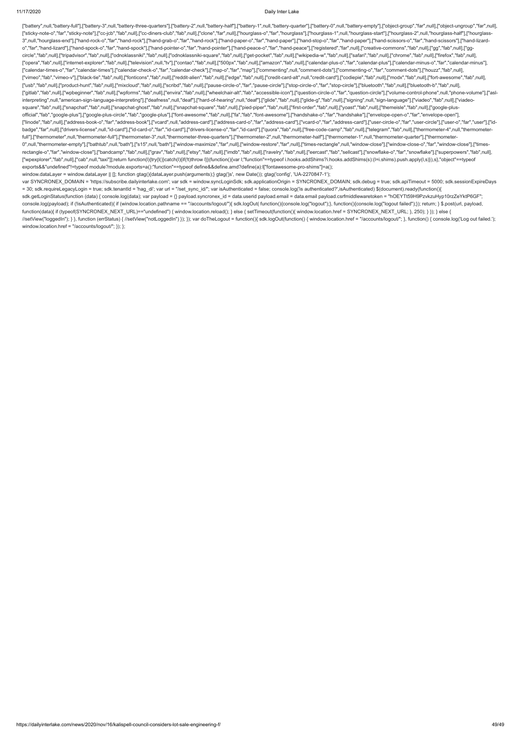["battery",null,"battery-full"],["battery-3",null,"battery-three-quarters"],["battery-2",null,"battery-half"],["battery-1",null,"battery-quarter"],["battery-0",null,"battery-empty"],["object-group","far",null],["object-ungroup","far",null],["sticky-note-o","far","sticky-note"],["cc-jcb","fab",null],["cc-diners-club","fab",null],["clone","far",null],["hourglass-o","far","hourglass"],["hourglass-1",null,"hourglass-start"],["hourglass-2",null,"hourglass-half"],["hourglass-3",null,"hourglass-end"],["hand-rock-o","far","hand-rock"],["hand-grab-o","far","hand-rock"],["hand-paper-o","far","hand-paper"],["hand-stop-o","far","hand-paper"],["hand-scissors-o","far","hand-scissors"],["hand-lizard-o","far","hand-lizard"],["hand-spock-o","far","hand-spock"],["hand-pointer-o","far","hand-pointer"],["hand-peace-o","far","hand-peace"],["registered","far",null],["creative-commons","fab",null],["gg","fab",null],["gg-circle","fab",null],["tripadvisor","fab",null],["odnoklassniki","fab",null],["odnoklassniki-square","fab",null],["get-pocket","fab",null],["wikipedia-w","fab",null],["safari","fab",null],["chrome","fab",null],["firefox","fab",null],["opera","fab",null],["internet-explorer","fab",null],["television",null,"tv"],["contao","fab",null],["500px","fab",null],["amazon","fab",null],["calendar-plus-o","far","calendar-plus"],["calendar-minus-o","far","calendar-minus"],["calendar-times-o","far","calendar-times"],["calendar-check-o","far","calendar-check"],["map-o","far","map"],["commenting",null,"comment-dots"],["commenting-o","far","comment-dots"],["houzz","fab",null],["vimeo","fab","vimeo-v"],["black-tie","fab",null],["fonticons","fab",null],["reddit-alien","fab",null],["edge","fab",null],["credit-card-alt",null,"credit-card"],["codiepie","fab",null],["modx","fab",null],["fort-awesome","fab",null],["usb","fab",null],["product-hunt","fab",null],["mixcloud","fab",null],["scribd","fab",null],["pause-circle-o","far","pause-circle"],["stop-circle-o","far","stop-circle"],["bluetooth","fab",null],["bluetooth-b","fab",null],["gitlab","fab",null],["wpbeginner","fab",null],["wpforms","fab",null],["envira","fab",null],["wheelchair-alt","fab","accessible-icon"],["question-circle-o","far","question-circle"],["volume-control-phone",null,"phone-volume"],["asl-interpreting",null,"american-sign-language-interpreting"],["deafness",null,"deaf"],["hard-of-hearing",null,"deaf"],["glide","fab",null],["glide-g","fab",null],["signing",null,"sign-language"],["viadeo","fab",null],["viadeo-square","fab",null],["snapchat","fab",null],["snapchat-ghost","fab",null],["snapchat-square","fab",null],["pied-piper","fab",null],["first-order","fab",null],["yoast","fab",null],["themeisle","fab",null],["google-plus-official","fab","google-plus"],["google-plus-circle","fab","google-plus"],["font-awesome","fab",null],["fa","fab","font-awesome"],["handshake-o","far","handshake"],["envelope-open-o","far","envelope-open"],["linode","fab",null],["address-book-o","far","address-book"],["vcard",null,"address-card"],["address-card-o","far","address-card"],["vcard-o","far","address-card"],["user-circle-o","far","user-circle"],["user-o","far","user"],["id-badge","far",null],["drivers-license",null,"id-card"],["id-card-o","far","id-card"],["drivers-license-o","far","id-card"],["quora","fab",null],["free-code-camp","fab",null],["telegram","fab",null],["thermometer-4",null,"thermometer-full"],["thermometer",null,"thermometer-full"],["thermometer-3",null,"thermometer-three-quarters"],["thermometer-2",null,"thermometer-half"],["thermometer-1",null,"thermometer-quarter"],["thermometer-0",null,"thermometer-empty"],["bathtub",null,"bath"],["s15",null,"bath"],["window-maximize","far",null],["window-restore","far",null],["times-rectangle",null,"window-close"],["window-close-o","far","window-close"],["times-rectangle-o","far","window-close"],["bandcamp","fab",null],["grav","fab",null],["etsy","fab",null],["imdb","fab",null],["ravelry","fab",null],["eercast","fab","sellcast"],["snowflake-o","far","snowflake"],["superpowers","fab",null],["wpexplorer","fab",null],["cab",null,"taxi"]];return function(l){try{l()}catch(l){if(!t)throw l}}(function(){var l;"function"==typeof i.hooks.addShims?i.hooks.addShims(s):(l=i.shims).push.apply(l,s)}),s},"object"==typeof exports&&"undefined"!=typeof module?module.exports=a():"function"==typeof define&&define.amd?define(a):l["fontawesome-pro-shims"]=a();

window.dataLayer = window.dataLayer || []; function gtag(){dataLayer.push(arguments);} gtag('js', new Date()); gtag('config', 'UA-2270847-1');

var SYNCRONEX_DOMAIN = 'https://subscribe.dailyinterlake.com'; var sdk = window.syncLoginSdk; sdk.applicationOrigin = SYNCRONEX_DOMAIN; sdk.debug = true; sdk.apiTimeout = 5000; sdk.sessionExpireDays = 30; sdk.requireLegacyLogin = true; sdk.tenantId = 'hag_di'; var url = "/set_sync_id/"; var isAuthenticated = false; console.log('is authenticated?',isAuthenticated) $(document).ready(function(){ sdk.getLoginStatus(function (data) { console.log(data); var payload = {} payload.syncronex_id = data.userid payload.email = data.email payload.csrfmiddlewaretoken = "hOEYTt59H9PzvkzuHyp10rzZeYktP6GF"; console.log(payload); if (!isAuthenticated){ if (window.location.pathname == "/accounts/logout/"){ sdk.logOut( function(){console.log("logout");}, function(){console.log("logout failed");}); return; } $.post(url, payload, function(data){ if (typeof(SYNCRONEX_NEXT_URL)=="undefined") { window.location.reload(); } else { setTimeout(function(){ window.location.href = SYNCRONEX_NEXT_URL; }, 250); } }); } else { //setView("loggedIn"); } }, function (errStatus) { //setView("notLoggedIn") }); }); var doTheLogout = function(){ sdk.logOut(function() { window.location.href = "/accounts/logout/"; }, function() { console.log('Log out failed.'); window.location.href = "/accounts/logout/"; }); };